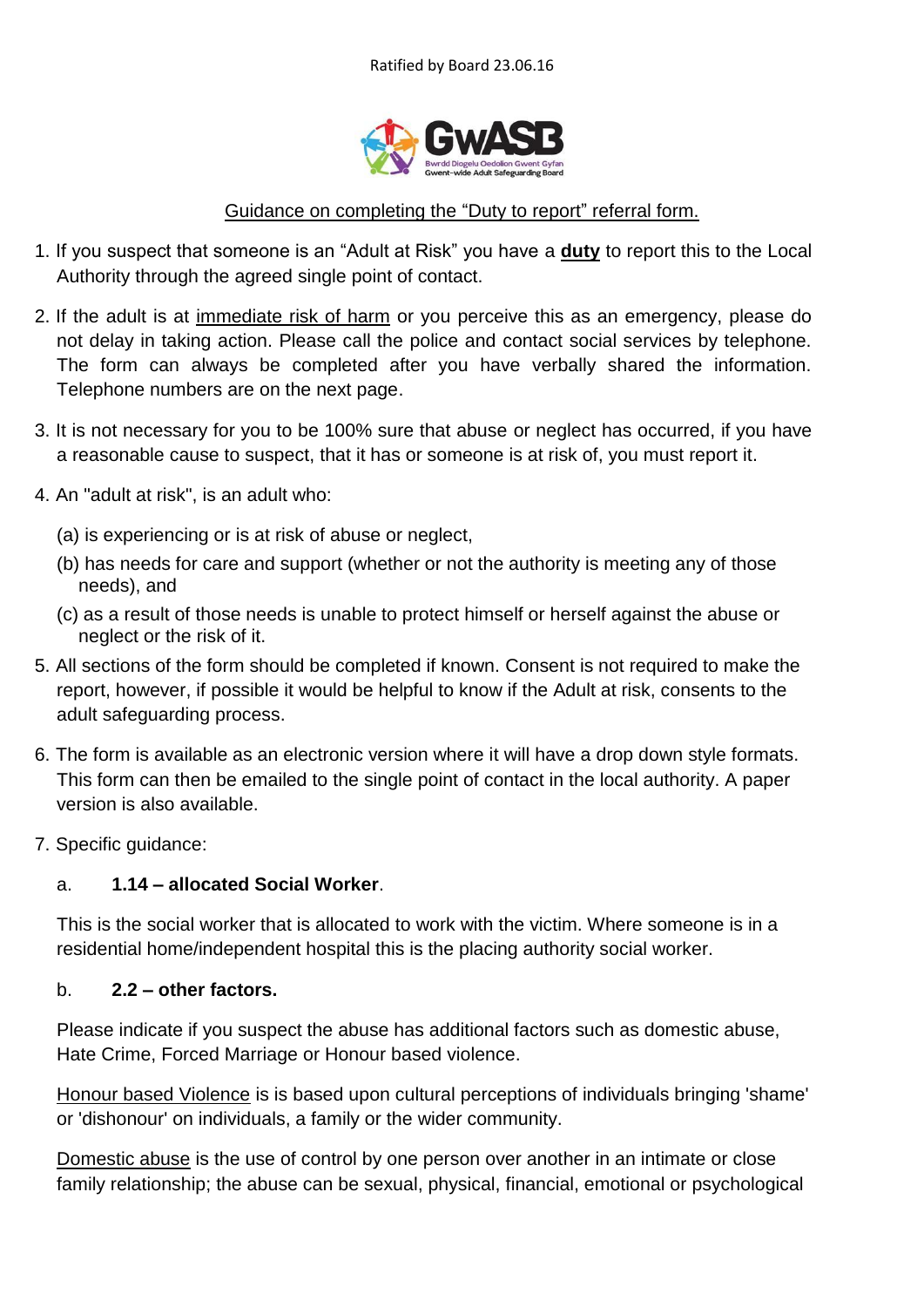Ratified by Board 23.06.16

GwASB

Bwrdd Diogelu Oedolion Gwent Gyfan
Gwent-wide Adult Safeguarding Board

# Guidance on completing the "Duty to report" referral form.

1. If you suspect that someone is an "Adult at Risk" you have a **duty** to report this to the Local Authority through the agreed single point of contact.

2. If the adult is at immediate risk of harm or you perceive this as an emergency, please do not delay in taking action. Please call the police and contact social services by telephone. The form can always be completed after you have verbally shared the information. Telephone numbers are on the next page.

3. It is not necessary for you to be 100% sure that abuse or neglect has occurred, if you have a reasonable cause to suspect, that it has or someone is at risk of, you must report it.

4. An "adult at risk", is an adult who:

   (a) is experiencing or is at risk of abuse or neglect,

   (b) has needs for care and support (whether or not the authority is meeting any of those needs), and

   (c) as a result of those needs is unable to protect himself or herself against the abuse or neglect or the risk of it.

5. All sections of the form should be completed if known. Consent is not required to make the report, however, if possible it would be helpful to know if the Adult at risk, consents to the adult safeguarding process.

6. The form is available as an electronic version where it will have a drop down style formats. This form can then be emailed to the single point of contact in the local authority. A paper version is also available.

7. Specific guidance:

   a. **1.14 – allocated Social Worker**.

   This is the social worker that is allocated to work with the victim. Where someone is in a residential home/independent hospital this is the placing authority social worker.

   b. **2.2 – other factors.**

   Please indicate if you suspect the abuse has additional factors such as domestic abuse, Hate Crime, Forced Marriage or Honour based violence.

   Honour based Violence is is based upon cultural perceptions of individuals bringing 'shame' or 'dishonour' on individuals, a family or the wider community.

   Domestic abuse is the use of control by one person over another in an intimate or close family relationship; the abuse can be sexual, physical, financial, emotional or psychological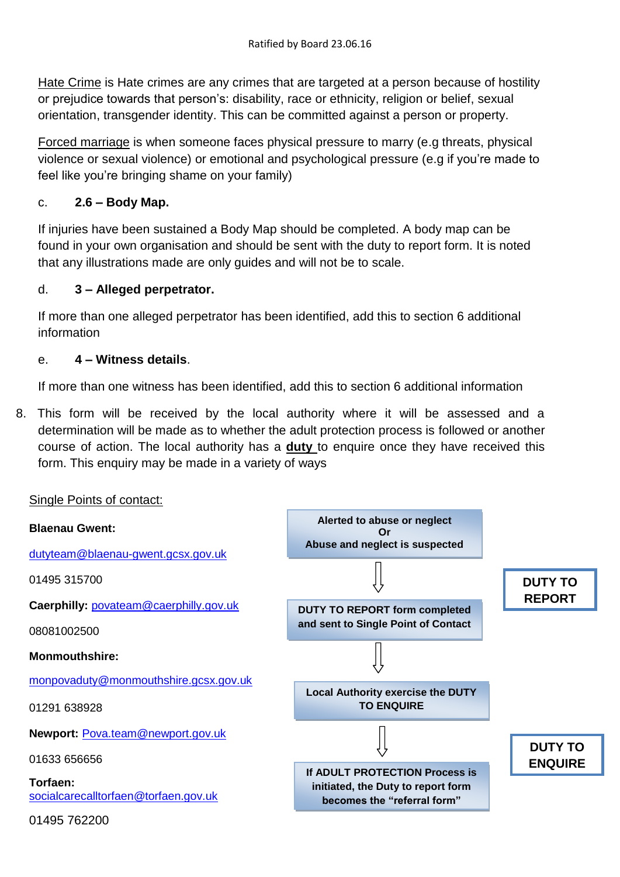Hate Crime is Hate crimes are any crimes that are targeted at a person because of hostility or prejudice towards that person's: disability, race or ethnicity, religion or belief, sexual orientation, transgender identity. This can be committed against a person or property.

Forced marriage is when someone faces physical pressure to marry (e.g threats, physical violence or sexual violence) or emotional and psychological pressure (e.g if you're made to feel like you're bringing shame on your family)

c. **2.6 – Body Map.**

If injuries have been sustained a Body Map should be completed. A body map can be found in your own organisation and should be sent with the duty to report form. It is noted that any illustrations made are only guides and will not be to scale.

d. **3 – Alleged perpetrator.**

If more than one alleged perpetrator has been identified, add this to section 6 additional information

e. **4 – Witness details**.

If more than one witness has been identified, add this to section 6 additional information

8. This form will be received by the local authority where it will be assessed and a determination will be made as to whether the adult protection process is followed or another course of action. The local authority has a **duty** to enquire once they have received this form. This enquiry may be made in a variety of ways

Single Points of contact:

**Blaenau Gwent:**

dutyteam@blaenau-gwent.gcsx.gov.uk

01495 315700

**Caerphilly:** povateam@caerphilly.gov.uk

08081002500

**Monmouthshire:**

monpovaduty@monmouthshire.gcsx.gov.uk

01291 638928

**Newport:** Pova.team@newport.gov.uk

01633 656656

**Torfaen:**
socialcarecalltorfaen@torfaen.gov.uk

01495 762200

**Alerted to abuse or neglect Or Abuse and neglect is suspected**

**DUTY TO REPORT form completed and sent to Single Point of Contact**

**DUTY TO REPORT**

**Local Authority exercise the DUTY TO ENQUIRE**

**If ADULT PROTECTION Process is initiated, the Duty to report form becomes the "referral form"**

**DUTY TO ENQUIRE**